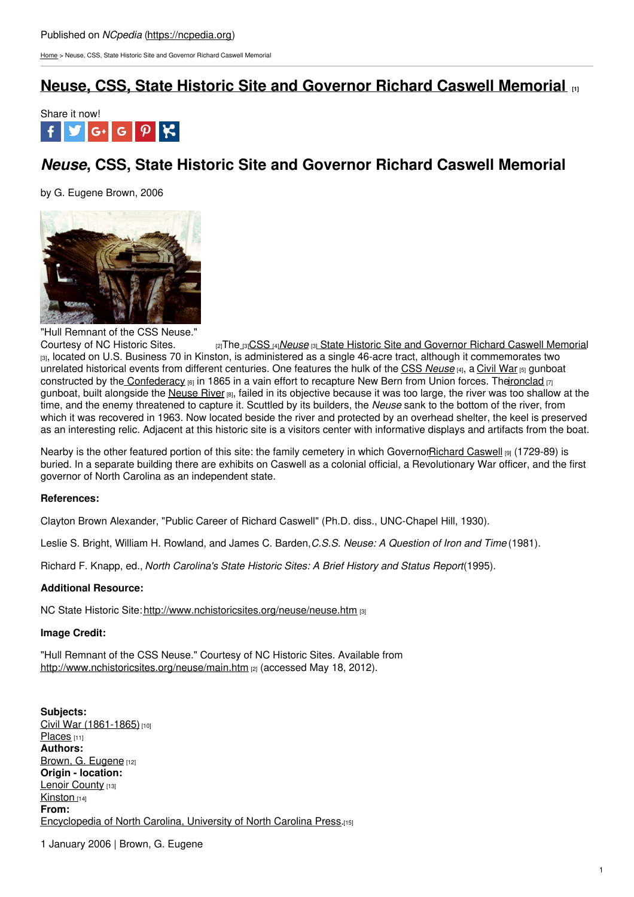Published on *NCpedia* (https://ncpedia.org)

Home > Neuse, CSS, State Historic Site and Governor Richard Caswell Memorial

# Neuse, CSS, State Historic Site and Governor Richard Caswell Memorial [1]

Share it now!

## *Neuse*, CSS, State Historic Site and Governor Richard Caswell Memorial

by G. Eugene Brown, 2006

"Hull Remnant of the CSS Neuse."
Courtesy of NC Historic Sites. [2]

The [3] CSS [4] *Neuse* [3] State Historic Site and Governor Richard Caswell Memorial [3], located on U.S. Business 70 in Kinston, is administered as a single 46-acre tract, although it commemorates two unrelated historical events from different centuries. One features the hulk of the CSS *Neuse* [4], a Civil War [5] gunboat constructed by the Confederacy [6] in 1865 in a vain effort to recapture New Bern from Union forces. The ironclad [7] gunboat, built alongside the Neuse River [8], failed in its objective because it was too large, the river was too shallow at the time, and the enemy threatened to capture it. Scuttled by its builders, the *Neuse* sank to the bottom of the river, from which it was recovered in 1963. Now located beside the river and protected by an overhead shelter, the keel is preserved as an interesting relic. Adjacent at this historic site is a visitors center with informative displays and artifacts from the boat.

Nearby is the other featured portion of this site: the family cemetery in which Governor Richard Caswell [9] (1729-89) is buried. In a separate building there are exhibits on Caswell as a colonial official, a Revolutionary War officer, and the first governor of North Carolina as an independent state.

**References:**

Clayton Brown Alexander, "Public Career of Richard Caswell" (Ph.D. diss., UNC-Chapel Hill, 1930).

Leslie S. Bright, William H. Rowland, and James C. Barden, *C.S.S. Neuse: A Question of Iron and Time* (1981).

Richard F. Knapp, ed., *North Carolina's State Historic Sites: A Brief History and Status Report* (1995).

**Additional Resource:**

NC State Historic Site: http://www.nchistoricsites.org/neuse/neuse.htm [3]

**Image Credit:**

"Hull Remnant of the CSS Neuse." Courtesy of NC Historic Sites. Available from http://www.nchistoricsites.org/neuse/main.htm [2] (accessed May 18, 2012).

**Subjects:**
Civil War (1861-1865) [10]
Places [11]
**Authors:**
Brown, G. Eugene [12]
**Origin - location:**
Lenoir County [13]
Kinston [14]
**From:**
Encyclopedia of North Carolina, University of North Carolina Press. [15]

1 January 2006 | Brown, G. Eugene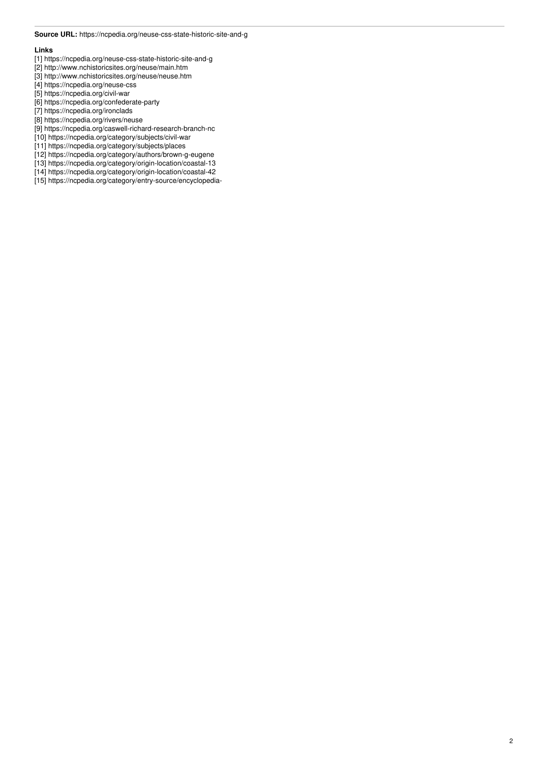**Source URL:** https://ncpedia.org/neuse-css-state-historic-site-and-g

**Links**

[1] https://ncpedia.org/neuse-css-state-historic-site-and-g
[2] http://www.nchistoricsites.org/neuse/main.htm
[3] http://www.nchistoricsites.org/neuse/neuse.htm
[4] https://ncpedia.org/neuse-css
[5] https://ncpedia.org/civil-war
[6] https://ncpedia.org/confederate-party
[7] https://ncpedia.org/ironclads
[8] https://ncpedia.org/rivers/neuse
[9] https://ncpedia.org/caswell-richard-research-branch-nc
[10] https://ncpedia.org/category/subjects/civil-war
[11] https://ncpedia.org/category/subjects/places
[12] https://ncpedia.org/category/authors/brown-g-eugene
[13] https://ncpedia.org/category/origin-location/coastal-13
[14] https://ncpedia.org/category/origin-location/coastal-42
[15] https://ncpedia.org/category/entry-source/encyclopedia-